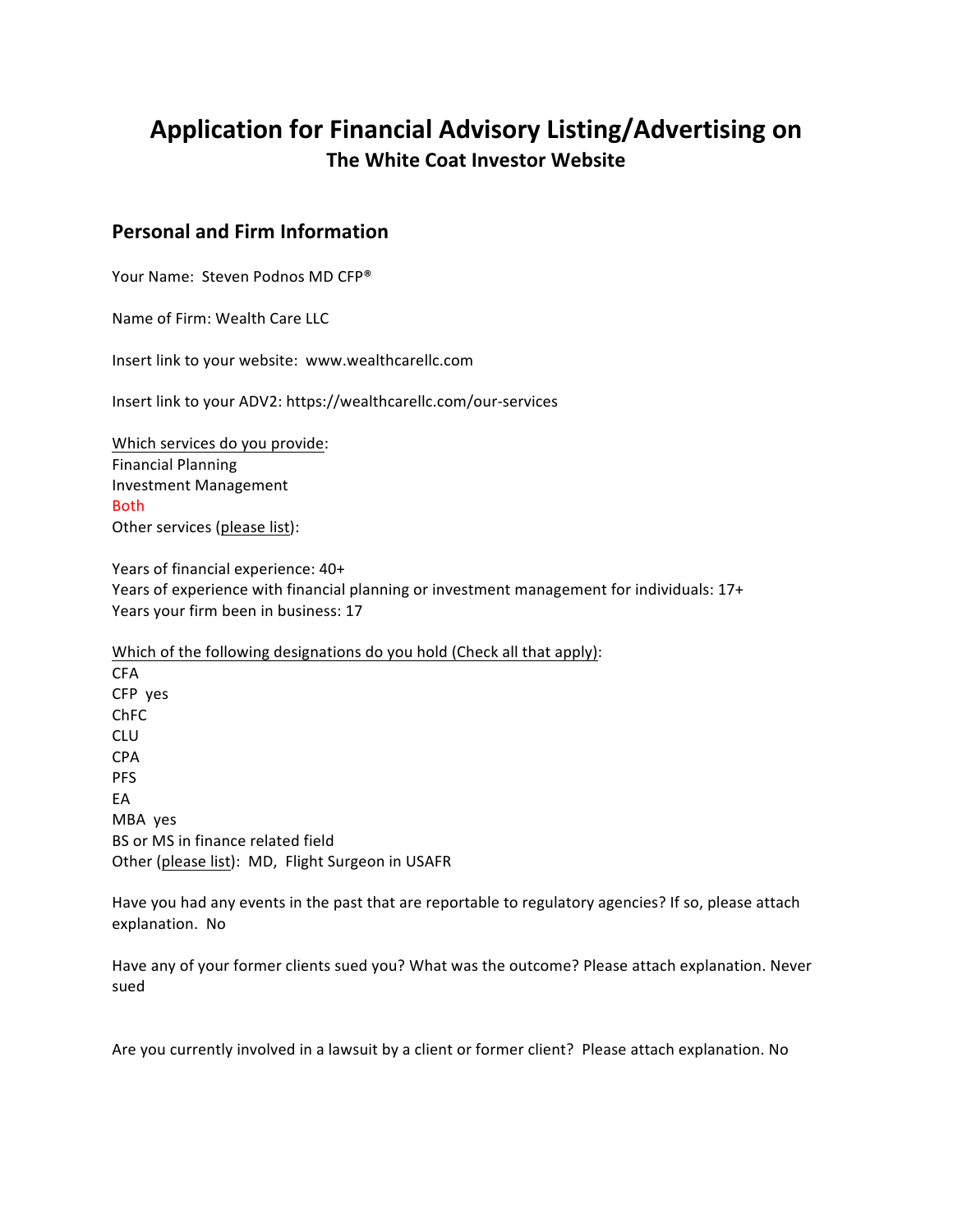# Application for Financial Advisory Listing/Advertising on

## The White Coat Investor Website

### Personal and Firm Information

Your Name: Steven Podnos MD CFP®

Name of Firm: Wealth Care LLC

Insert link to your website: www.wealthcarellc.com

Insert link to your ADV2: https://wealthcarellc.com/our-services

<u>Which services do you provide</u>:
Financial Planning
Investment Management
Both
Other services (<u>please list</u>):

Years of financial experience: 40+
Years of experience with financial planning or investment management for individuals: 17+
Years your firm been in business: 17

<u>Which of the following designations do you hold (Check all that apply)</u>:
CFA
CFP yes
ChFC
CLU
CPA
PFS
EA
MBA yes
BS or MS in finance related field
Other (<u>please list</u>): MD, Flight Surgeon in USAFR

Have you had any events in the past that are reportable to regulatory agencies? If so, please attach explanation. No

Have any of your former clients sued you? What was the outcome? Please attach explanation. Never sued

Are you currently involved in a lawsuit by a client or former client? Please attach explanation. No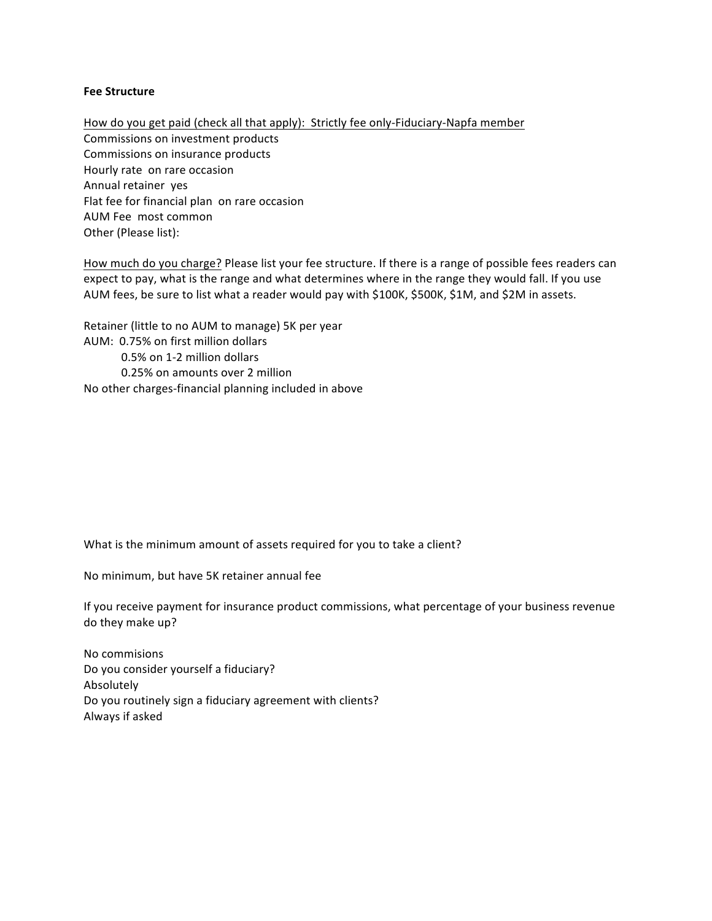**Fee Structure**

<u>How do you get paid (check all that apply):  Strictly fee only-Fiduciary-Napfa member</u>
Commissions on investment products
Commissions on insurance products
Hourly rate  on rare occasion
Annual retainer  yes
Flat fee for financial plan  on rare occasion
AUM Fee  most common
Other (Please list):

<u>How much do you charge?</u> Please list your fee structure. If there is a range of possible fees readers can expect to pay, what is the range and what determines where in the range they would fall. If you use AUM fees, be sure to list what a reader would pay with $100K, $500K, $1M, and $2M in assets.

Retainer (little to no AUM to manage) 5K per year
AUM:  0.75% on first million dollars
    0.5% on 1-2 million dollars
    0.25% on amounts over 2 million
No other charges-financial planning included in above

What is the minimum amount of assets required for you to take a client?

No minimum, but have 5K retainer annual fee

If you receive payment for insurance product commissions, what percentage of your business revenue do they make up?

No commisions
Do you consider yourself a fiduciary?
Absolutely
Do you routinely sign a fiduciary agreement with clients?
Always if asked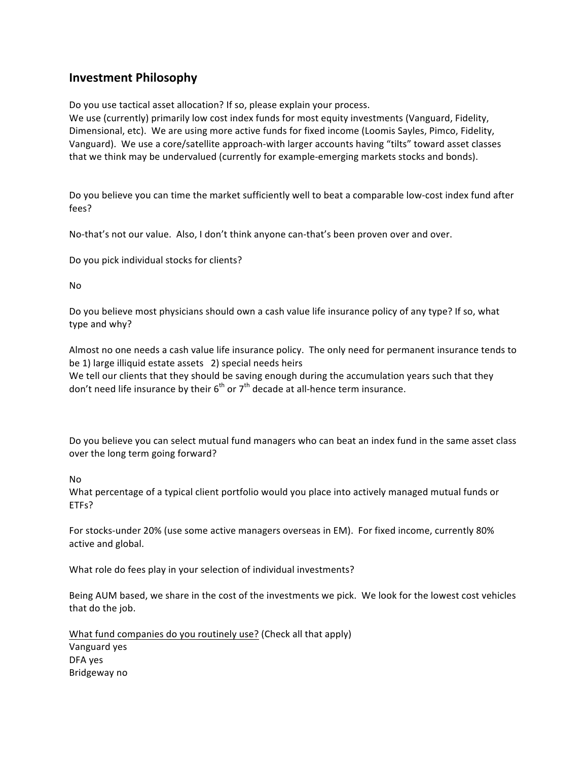## Investment Philosophy

Do you use tactical asset allocation? If so, please explain your process.
We use (currently) primarily low cost index funds for most equity investments (Vanguard, Fidelity, Dimensional, etc). We are using more active funds for fixed income (Loomis Sayles, Pimco, Fidelity, Vanguard). We use a core/satellite approach-with larger accounts having "tilts" toward asset classes that we think may be undervalued (currently for example-emerging markets stocks and bonds).

Do you believe you can time the market sufficiently well to beat a comparable low-cost index fund after fees?

No-that's not our value. Also, I don't think anyone can-that's been proven over and over.

Do you pick individual stocks for clients?

No

Do you believe most physicians should own a cash value life insurance policy of any type? If so, what type and why?

Almost no one needs a cash value life insurance policy. The only need for permanent insurance tends to be 1) large illiquid estate assets 2) special needs heirs
We tell our clients that they should be saving enough during the accumulation years such that they don't need life insurance by their 6th or 7th decade at all-hence term insurance.

Do you believe you can select mutual fund managers who can beat an index fund in the same asset class over the long term going forward?

No
What percentage of a typical client portfolio would you place into actively managed mutual funds or ETFs?

For stocks-under 20% (use some active managers overseas in EM). For fixed income, currently 80% active and global.

What role do fees play in your selection of individual investments?

Being AUM based, we share in the cost of the investments we pick. We look for the lowest cost vehicles that do the job.

<u>What fund companies do you routinely use?</u> (Check all that apply)
Vanguard yes
DFA yes
Bridgeway no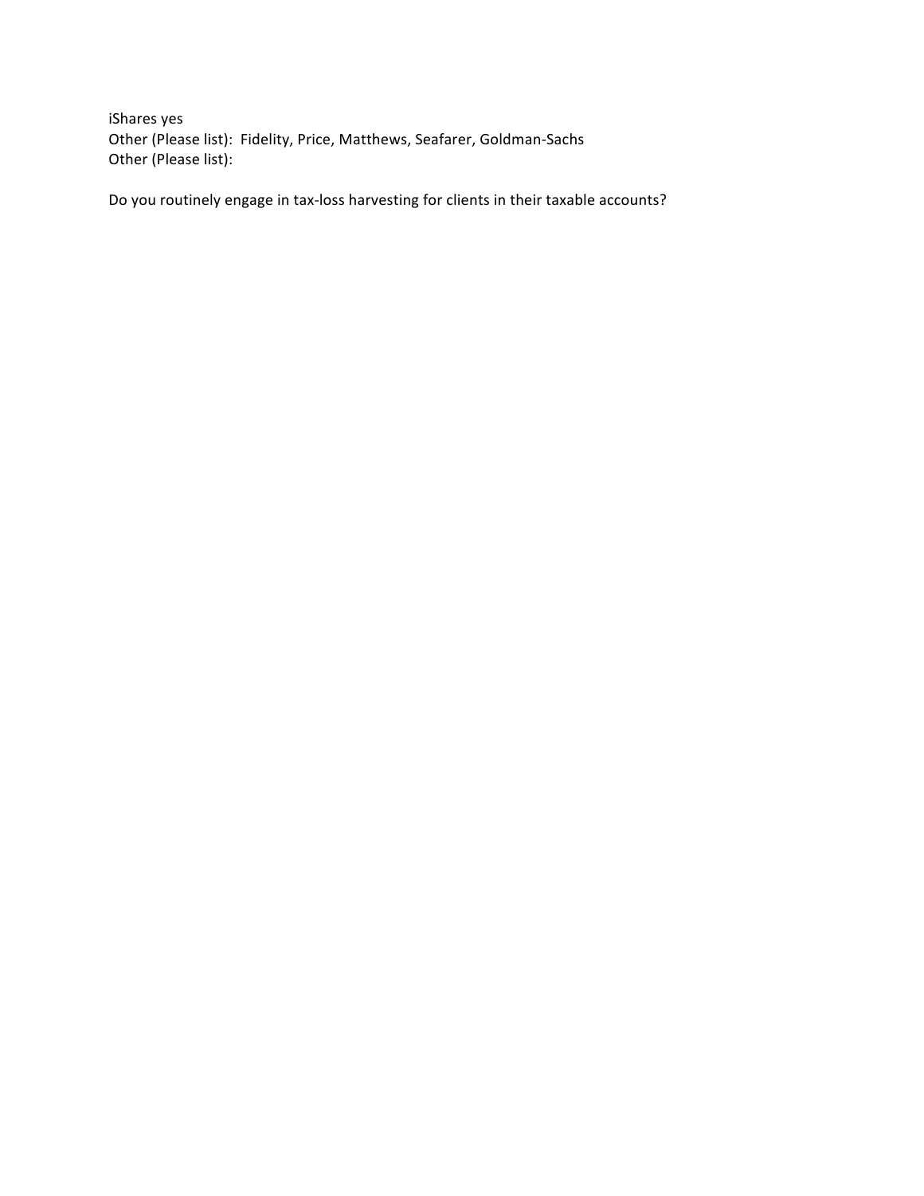iShares yes
Other (Please list):  Fidelity, Price, Matthews, Seafarer, Goldman-Sachs
Other (Please list):

Do you routinely engage in tax-loss harvesting for clients in their taxable accounts?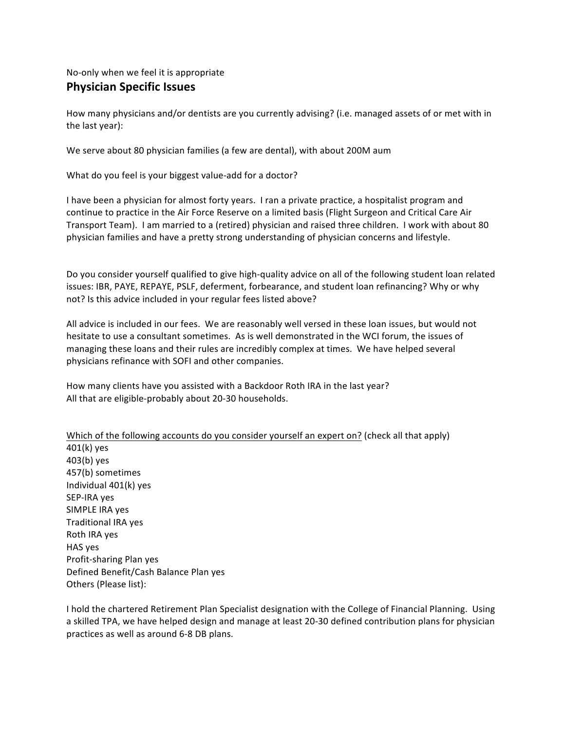No-only when we feel it is appropriate

## Physician Specific Issues

How many physicians and/or dentists are you currently advising? (i.e. managed assets of or met with in the last year):

We serve about 80 physician families (a few are dental), with about 200M aum

What do you feel is your biggest value-add for a doctor?

I have been a physician for almost forty years. I ran a private practice, a hospitalist program and continue to practice in the Air Force Reserve on a limited basis (Flight Surgeon and Critical Care Air Transport Team). I am married to a (retired) physician and raised three children. I work with about 80 physician families and have a pretty strong understanding of physician concerns and lifestyle.

Do you consider yourself qualified to give high-quality advice on all of the following student loan related issues: IBR, PAYE, REPAYE, PSLF, deferment, forbearance, and student loan refinancing? Why or why not? Is this advice included in your regular fees listed above?

All advice is included in our fees. We are reasonably well versed in these loan issues, but would not hesitate to use a consultant sometimes. As is well demonstrated in the WCI forum, the issues of managing these loans and their rules are incredibly complex at times. We have helped several physicians refinance with SOFI and other companies.

How many clients have you assisted with a Backdoor Roth IRA in the last year?
All that are eligible-probably about 20-30 households.

<u>Which of the following accounts do you consider yourself an expert on?</u> (check all that apply)
401(k) yes
403(b) yes
457(b) sometimes
Individual 401(k) yes
SEP-IRA yes
SIMPLE IRA yes
Traditional IRA yes
Roth IRA yes
HAS yes
Profit-sharing Plan yes
Defined Benefit/Cash Balance Plan yes
Others (Please list):

I hold the chartered Retirement Plan Specialist designation with the College of Financial Planning. Using a skilled TPA, we have helped design and manage at least 20-30 defined contribution plans for physician practices as well as around 6-8 DB plans.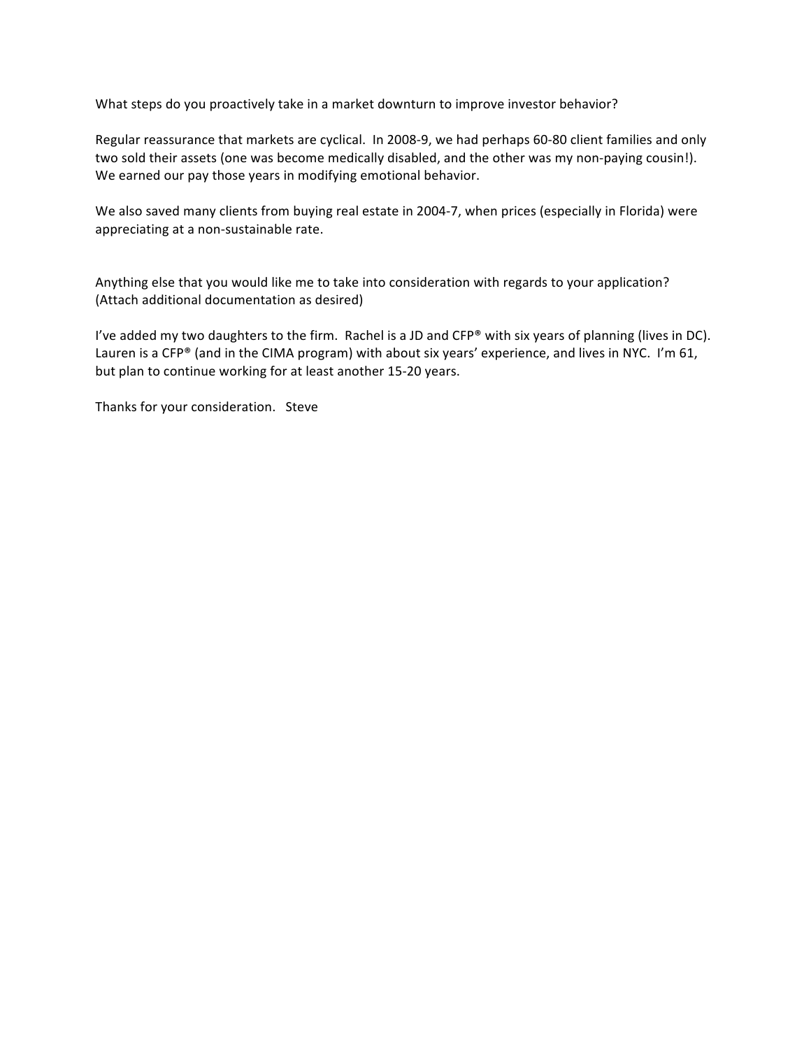What steps do you proactively take in a market downturn to improve investor behavior?

Regular reassurance that markets are cyclical. In 2008-9, we had perhaps 60-80 client families and only two sold their assets (one was become medically disabled, and the other was my non-paying cousin!). We earned our pay those years in modifying emotional behavior.

We also saved many clients from buying real estate in 2004-7, when prices (especially in Florida) were appreciating at a non-sustainable rate.

Anything else that you would like me to take into consideration with regards to your application? (Attach additional documentation as desired)

I've added my two daughters to the firm. Rachel is a JD and CFP® with six years of planning (lives in DC). Lauren is a CFP® (and in the CIMA program) with about six years' experience, and lives in NYC. I'm 61, but plan to continue working for at least another 15-20 years.

Thanks for your consideration. Steve